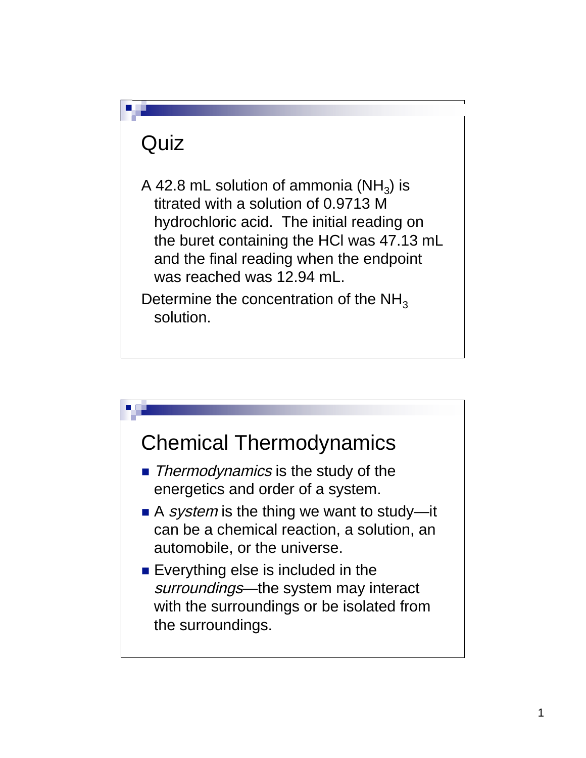## Quiz

A 42.8 mL solution of ammonia ($NH_3$) is titrated with a solution of 0.9713 M hydrochloric acid. The initial reading on the buret containing the HCl was 47.13 mL and the final reading when the endpoint was reached was 12.94 mL.

Determine the concentration of the $NH_3$ solution.

## Chemical Thermodynamics

- *Thermodynamics* is the study of the energetics and order of a system.
- A *system* is the thing we want to study—it can be a chemical reaction, a solution, an automobile, or the universe.
- Everything else is included in the *surroundings*—the system may interact with the surroundings or be isolated from the surroundings.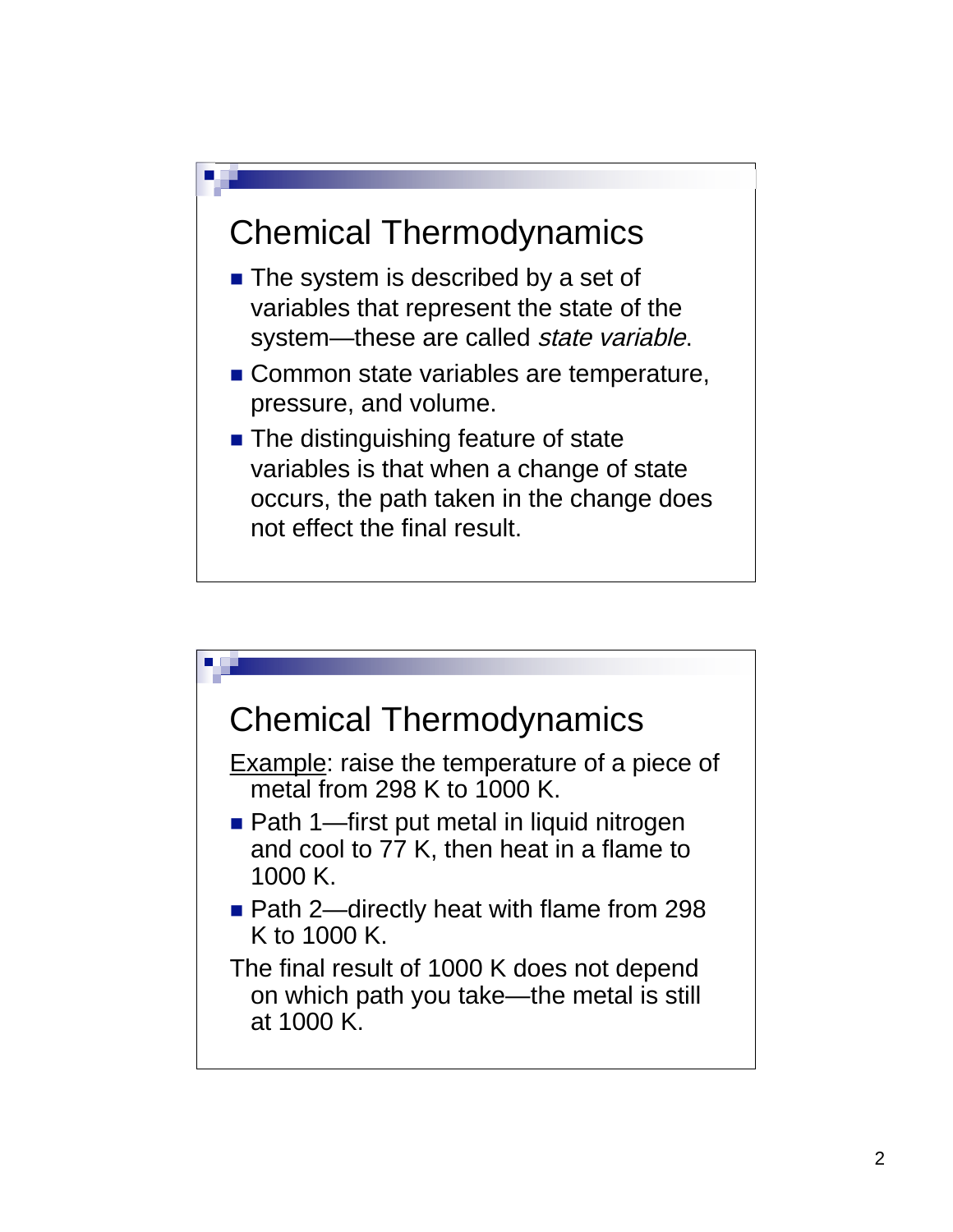## Chemical Thermodynamics

- The system is described by a set of variables that represent the state of the system—these are called *state variable*.
- Common state variables are temperature, pressure, and volume.
- The distinguishing feature of state variables is that when a change of state occurs, the path taken in the change does not effect the final result.

## Chemical Thermodynamics

Example: raise the temperature of a piece of metal from 298 K to 1000 K.

- Path 1—first put metal in liquid nitrogen and cool to 77 K, then heat in a flame to 1000 K.
- Path 2—directly heat with flame from 298 K to 1000 K.

The final result of 1000 K does not depend on which path you take—the metal is still at 1000 K.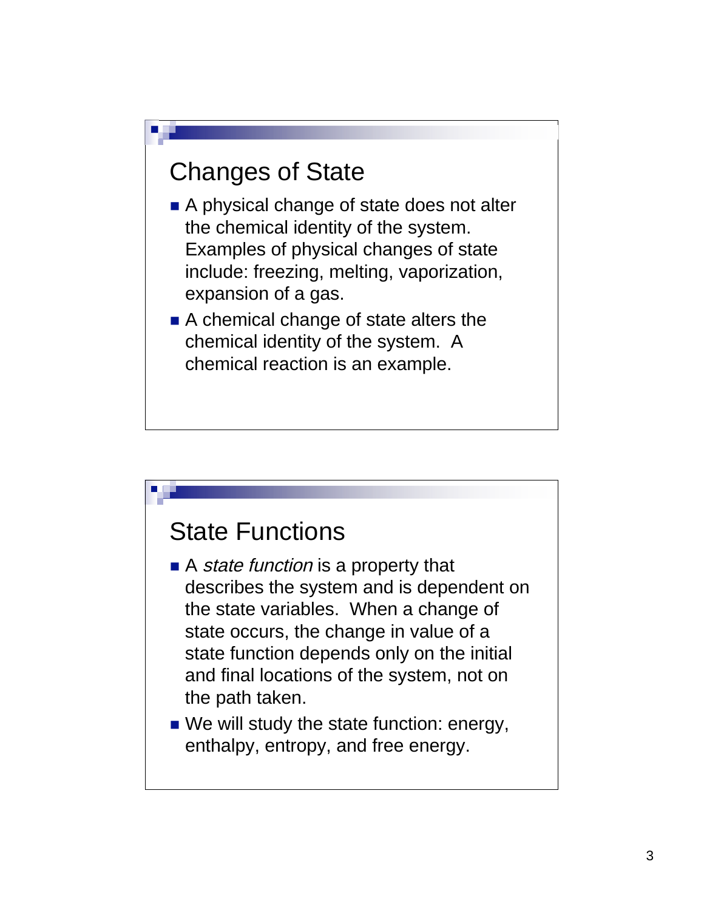## Changes of State

- A physical change of state does not alter the chemical identity of the system. Examples of physical changes of state include: freezing, melting, vaporization, expansion of a gas.
- A chemical change of state alters the chemical identity of the system. A chemical reaction is an example.

## State Functions

- A *state function* is a property that describes the system and is dependent on the state variables. When a change of state occurs, the change in value of a state function depends only on the initial and final locations of the system, not on the path taken.
- We will study the state function: energy, enthalpy, entropy, and free energy.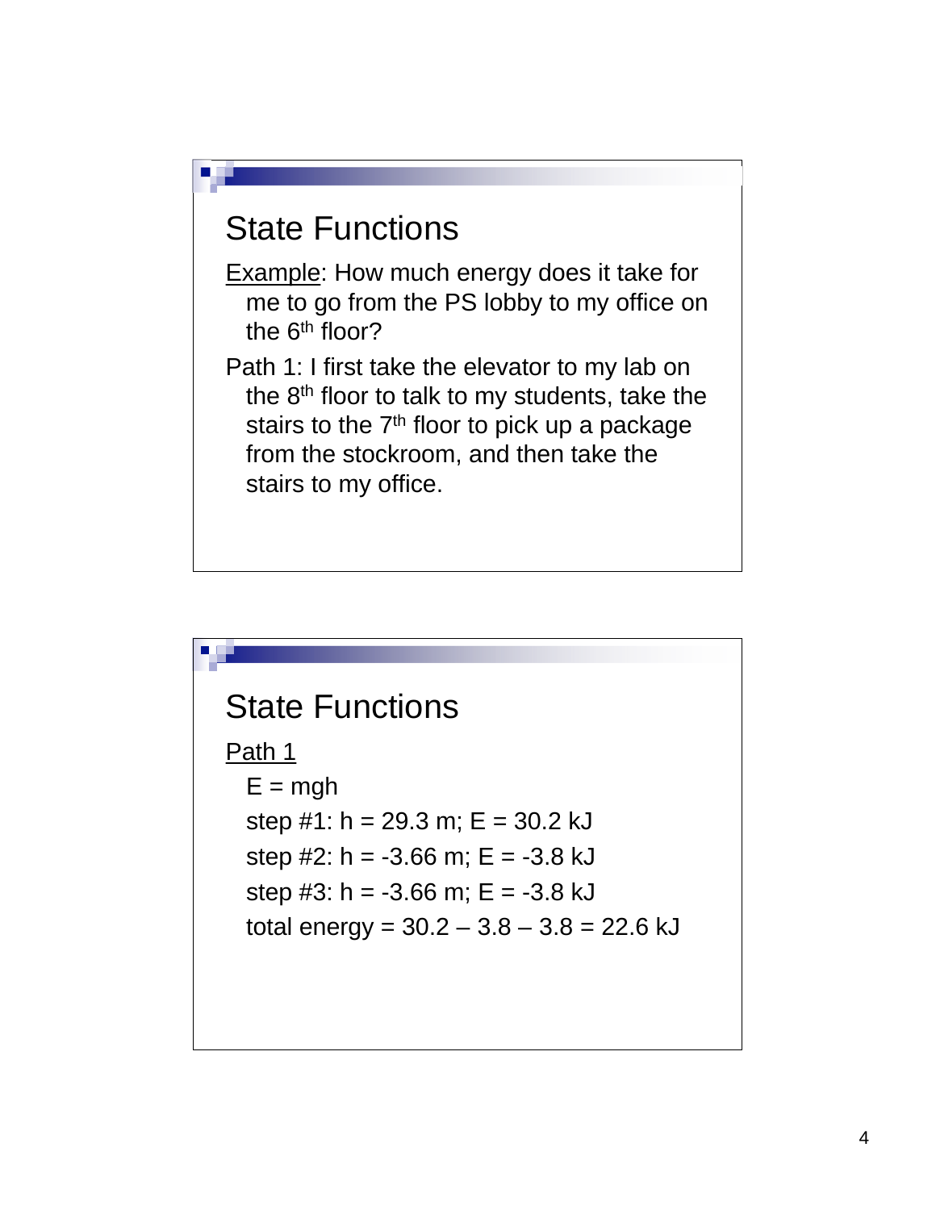## State Functions

Example: How much energy does it take for me to go from the PS lobby to my office on the 6th floor?

Path 1: I first take the elevator to my lab on the 8th floor to talk to my students, take the stairs to the 7th floor to pick up a package from the stockroom, and then take the stairs to my office.

## State Functions

Path 1

$E = mgh$

step #1: $h = 29.3$ m; $E = 30.2$ kJ

step #2: $h = -3.66$ m; $E = -3.8$ kJ

step #3: $h = -3.66$ m; $E = -3.8$ kJ

total energy = $30.2 - 3.8 - 3.8 = 22.6$ kJ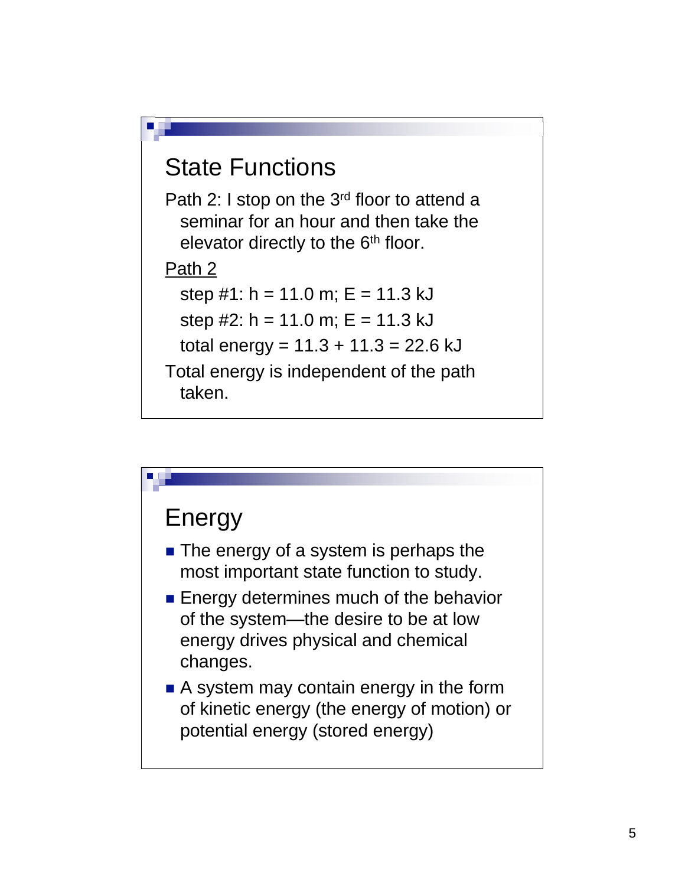## State Functions

Path 2: I stop on the 3rd floor to attend a seminar for an hour and then take the elevator directly to the 6th floor.

Path 2

step #1: $h = 11.0$ m; $E = 11.3$ kJ

step #2: $h = 11.0$ m; $E = 11.3$ kJ

total energy = 11.3 + 11.3 = 22.6 kJ

Total energy is independent of the path taken.

## Energy

- The energy of a system is perhaps the most important state function to study.
- Energy determines much of the behavior of the system—the desire to be at low energy drives physical and chemical changes.
- A system may contain energy in the form of kinetic energy (the energy of motion) or potential energy (stored energy)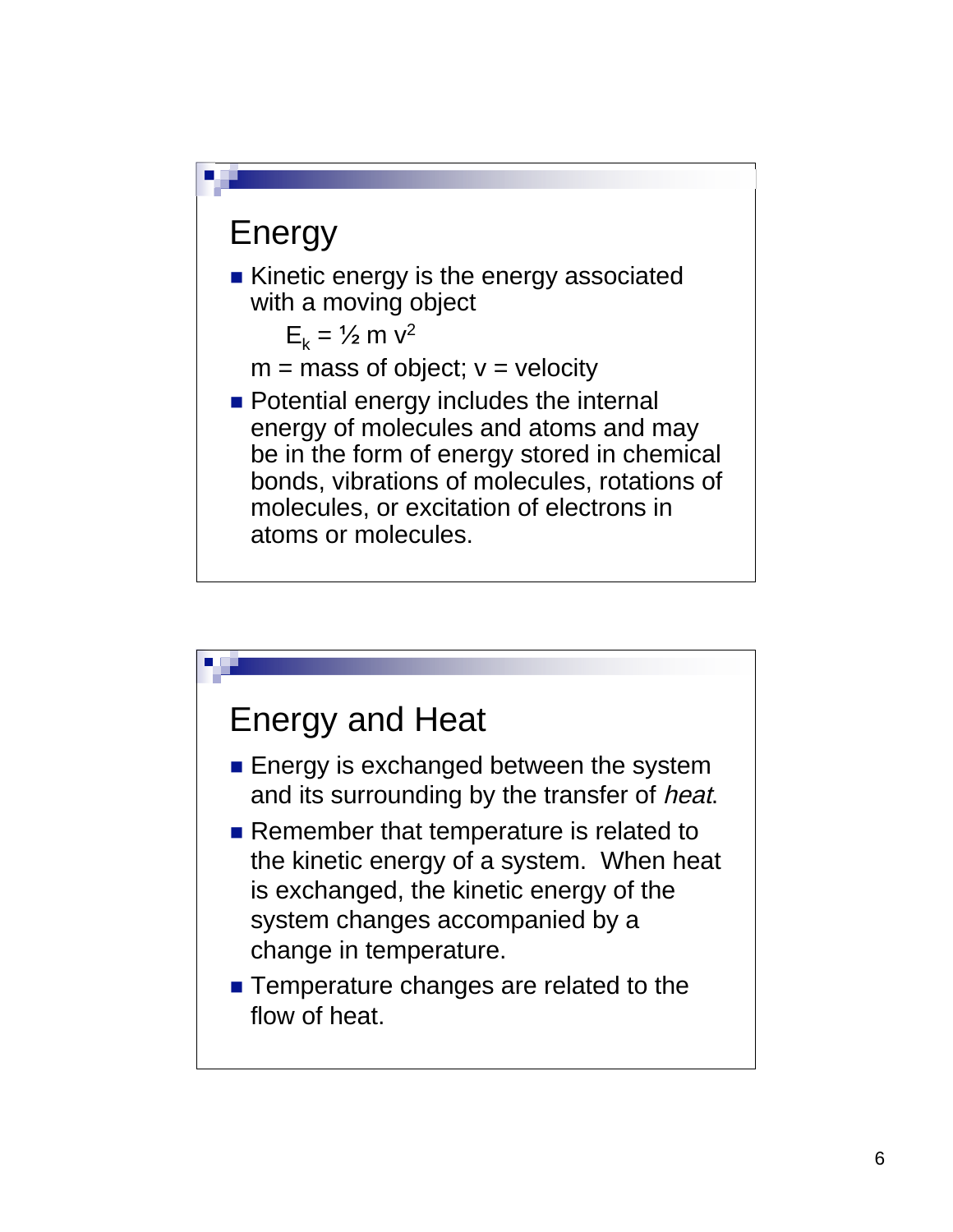## Energy

- Kinetic energy is the energy associated with a moving object

  $E_k = ½ m v^2$

  m = mass of object; v = velocity
- Potential energy includes the internal energy of molecules and atoms and may be in the form of energy stored in chemical bonds, vibrations of molecules, rotations of molecules, or excitation of electrons in atoms or molecules.

## Energy and Heat

- Energy is exchanged between the system and its surrounding by the transfer of *heat*.
- Remember that temperature is related to the kinetic energy of a system. When heat is exchanged, the kinetic energy of the system changes accompanied by a change in temperature.
- Temperature changes are related to the flow of heat.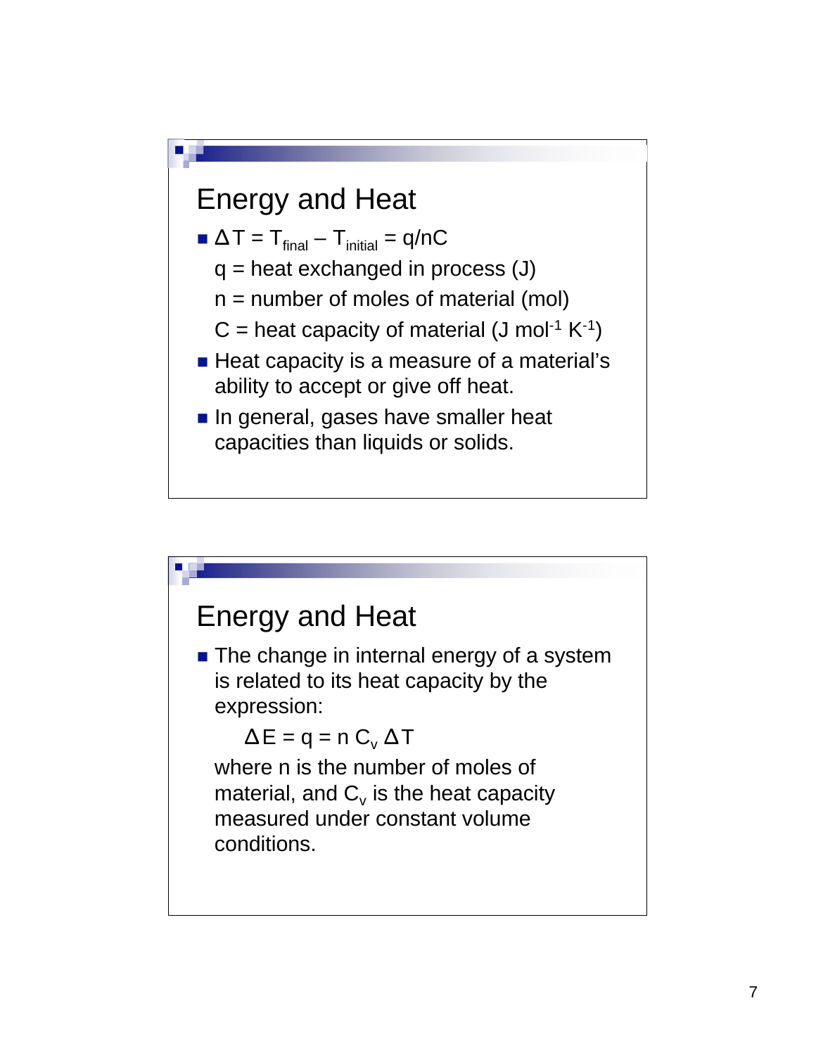## Energy and Heat

- $\Delta T = T_{final} - T_{initial} = q/nC$

  q = heat exchanged in process (J)

  n = number of moles of material (mol)

  C = heat capacity of material ($J\ mol^{-1}\ K^{-1}$)
- Heat capacity is a measure of a material's ability to accept or give off heat.
- In general, gases have smaller heat capacities than liquids or solids.

## Energy and Heat

- The change in internal energy of a system is related to its heat capacity by the expression:

  $$\Delta E = q = n\ C_v\ \Delta T$$

  where n is the number of moles of material, and $C_v$ is the heat capacity measured under constant volume conditions.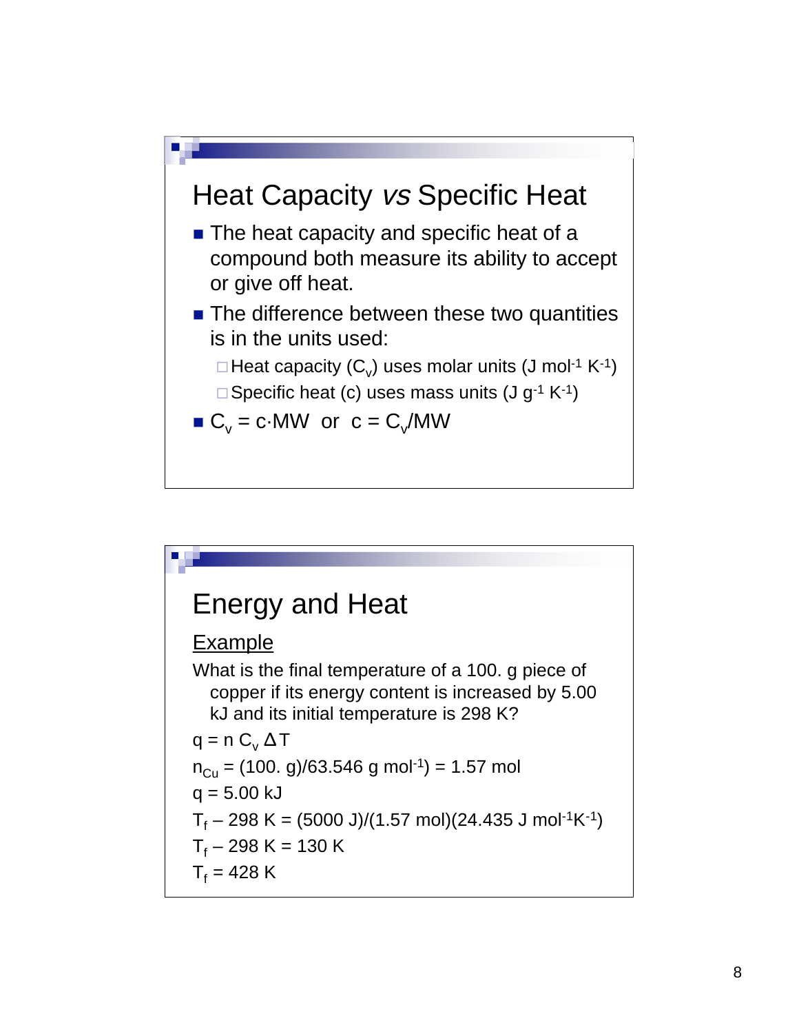## Heat Capacity *vs* Specific Heat

- The heat capacity and specific heat of a compound both measure its ability to accept or give off heat.
- The difference between these two quantities is in the units used:
  - Heat capacity ($C_v$) uses molar units ($J\ mol^{-1}\ K^{-1}$)
  - Specific heat (c) uses mass units ($J\ g^{-1}\ K^{-1}$)
- $C_v = c \cdot MW$ or $c = C_v/MW$

## Energy and Heat

Example

What is the final temperature of a 100. g piece of copper if its energy content is increased by 5.00 kJ and its initial temperature is 298 K?

$q = n\, C_v\, \Delta T$

$n_{Cu} = (100.\ g)/63.546\ g\ mol^{-1}) = 1.57\ mol$

$q = 5.00\ kJ$

$T_f - 298\ K = (5000\ J)/(1.57\ mol)(24.435\ J\ mol^{-1}K^{-1})$

$T_f - 298\ K = 130\ K$

$T_f = 428\ K$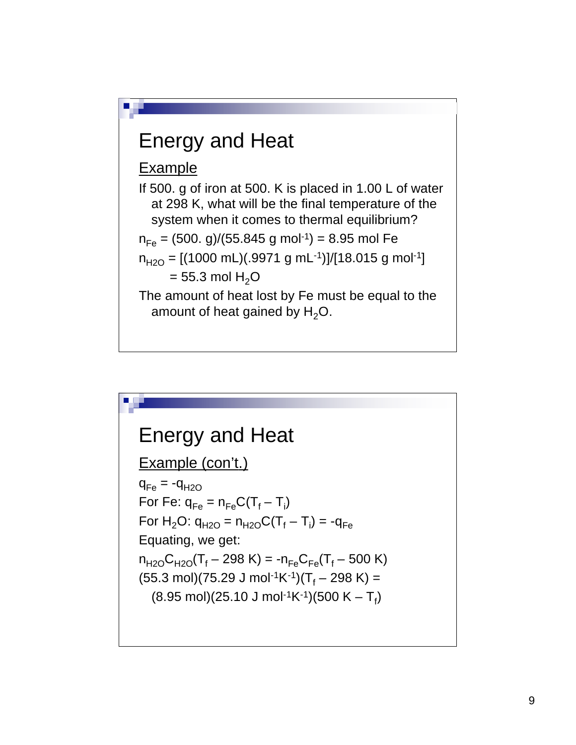# Energy and Heat

Example

If 500. g of iron at 500. K is placed in 1.00 L of water at 298 K, what will be the final temperature of the system when it comes to thermal equilibrium?

$n_{Fe}$ = (500. g)/(55.845 g mol$^{-1}$) = 8.95 mol Fe

$n_{H2O}$ = [(1000 mL)(.9971 g mL$^{-1}$)]/[18.015 g mol$^{-1}$]

= 55.3 mol $H_2O$

The amount of heat lost by Fe must be equal to the amount of heat gained by $H_2O$.

# Energy and Heat

Example (con't.)

$q_{Fe} = -q_{H2O}$

For Fe: $q_{Fe} = n_{Fe}C(T_f - T_i)$

For $H_2O$: $q_{H2O} = n_{H2O}C(T_f - T_i) = -q_{Fe}$

Equating, we get:

$n_{H2O}C_{H2O}(T_f - 298\text{ K}) = -n_{Fe}C_{Fe}(T_f - 500\text{ K})$

(55.3 mol)(75.29 J mol$^{-1}$K$^{-1}$)($T_f$ – 298 K) =

(8.95 mol)(25.10 J mol$^{-1}$K$^{-1}$)(500 K – $T_f$)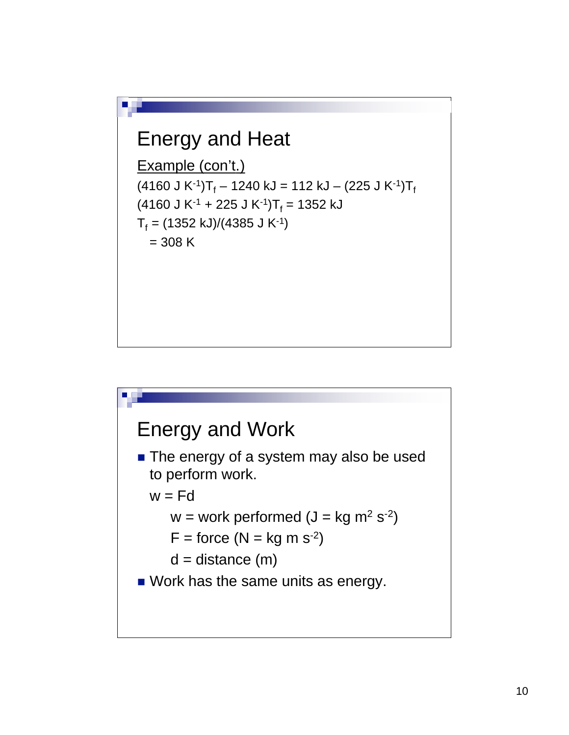## Energy and Heat

Example (con't.)

$(4160 \text{ J K}^{-1})T_f - 1240 \text{ kJ} = 112 \text{ kJ} - (225 \text{ J K}^{-1})T_f$

$(4160 \text{ J K}^{-1} + 225 \text{ J K}^{-1})T_f = 1352 \text{ kJ}$

$T_f = (1352 \text{ kJ})/(4385 \text{ J K}^{-1})$

$= 308 \text{ K}$

## Energy and Work

- The energy of a system may also be used to perform work.

  $w = Fd$

  - $w$ = work performed ($\text{J} = \text{kg m}^2 \text{ s}^{-2}$)
  - $F$ = force ($\text{N} = \text{kg m s}^{-2}$)
  - $d$ = distance (m)

- Work has the same units as energy.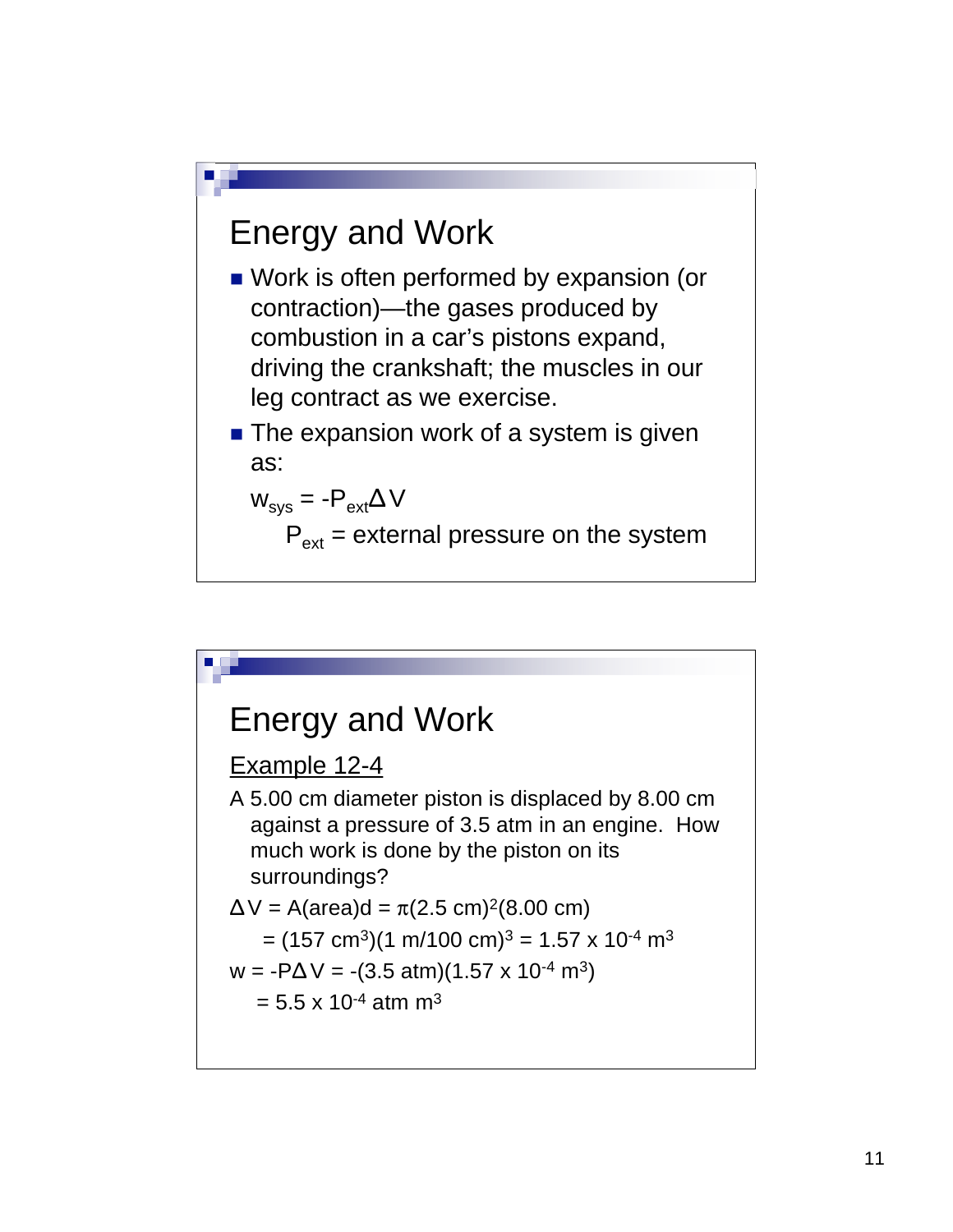## Energy and Work

- Work is often performed by expansion (or contraction)—the gases produced by combustion in a car's pistons expand, driving the crankshaft; the muscles in our leg contract as we exercise.
- The expansion work of a system is given as:

  $w_{sys} = -P_{ext}\Delta V$

  $P_{ext}$ = external pressure on the system

## Energy and Work

Example 12-4

A 5.00 cm diameter piston is displaced by 8.00 cm against a pressure of 3.5 atm in an engine. How much work is done by the piston on its surroundings?

$\Delta V = A(\text{area})d = \pi(2.5 \text{ cm})^2(8.00 \text{ cm})$

$= (157 \text{ cm}^3)(1 \text{ m}/100 \text{ cm})^3 = 1.57 \times 10^{-4} \text{ m}^3$

$w = -P\Delta V = -(3.5 \text{ atm})(1.57 \times 10^{-4} \text{ m}^3)$

$= 5.5 \times 10^{-4} \text{ atm m}^3$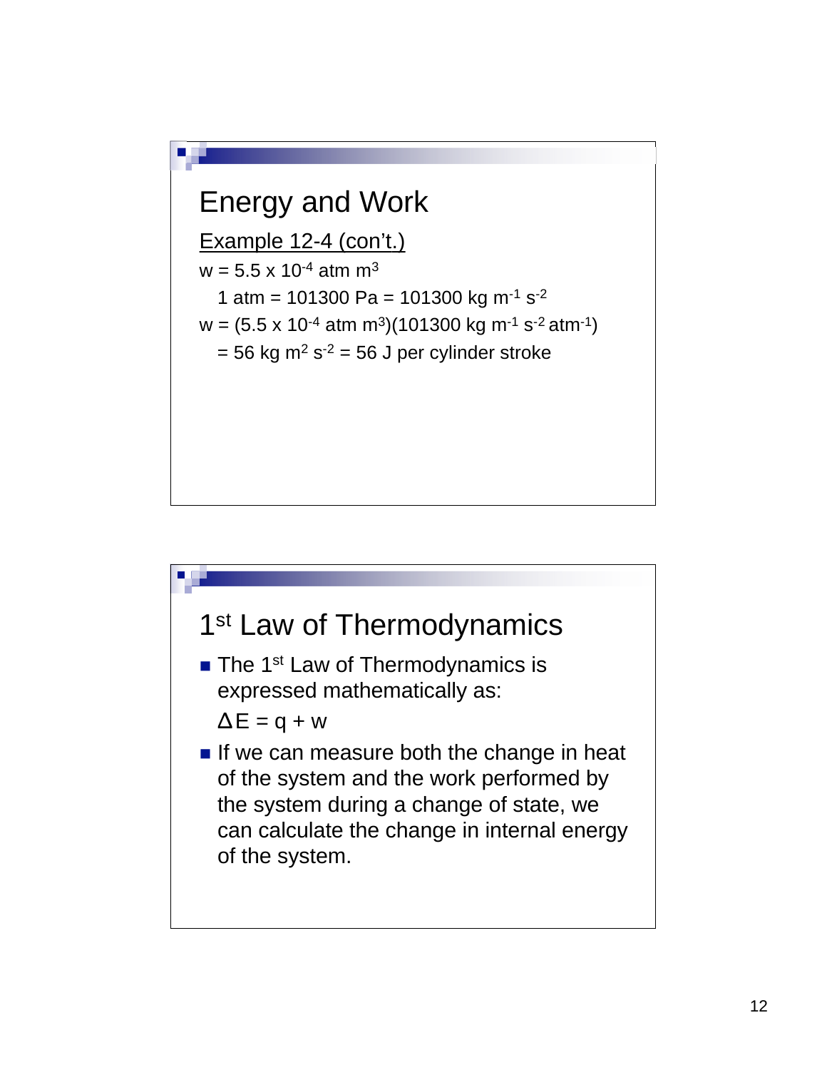## Energy and Work

Example 12-4 (con't.)

$w = 5.5 \times 10^{-4}$ atm m$^3$

1 atm = 101300 Pa = 101300 kg m$^{-1}$ s$^{-2}$

$w = (5.5 \times 10^{-4}$ atm m$^3)(101300$ kg m$^{-1}$ s$^{-2}$ atm$^{-1})$

= 56 kg m$^2$ s$^{-2}$ = 56 J per cylinder stroke

## 1st Law of Thermodynamics

- The 1st Law of Thermodynamics is expressed mathematically as:

  $\Delta E = q + w$

- If we can measure both the change in heat of the system and the work performed by the system during a change of state, we can calculate the change in internal energy of the system.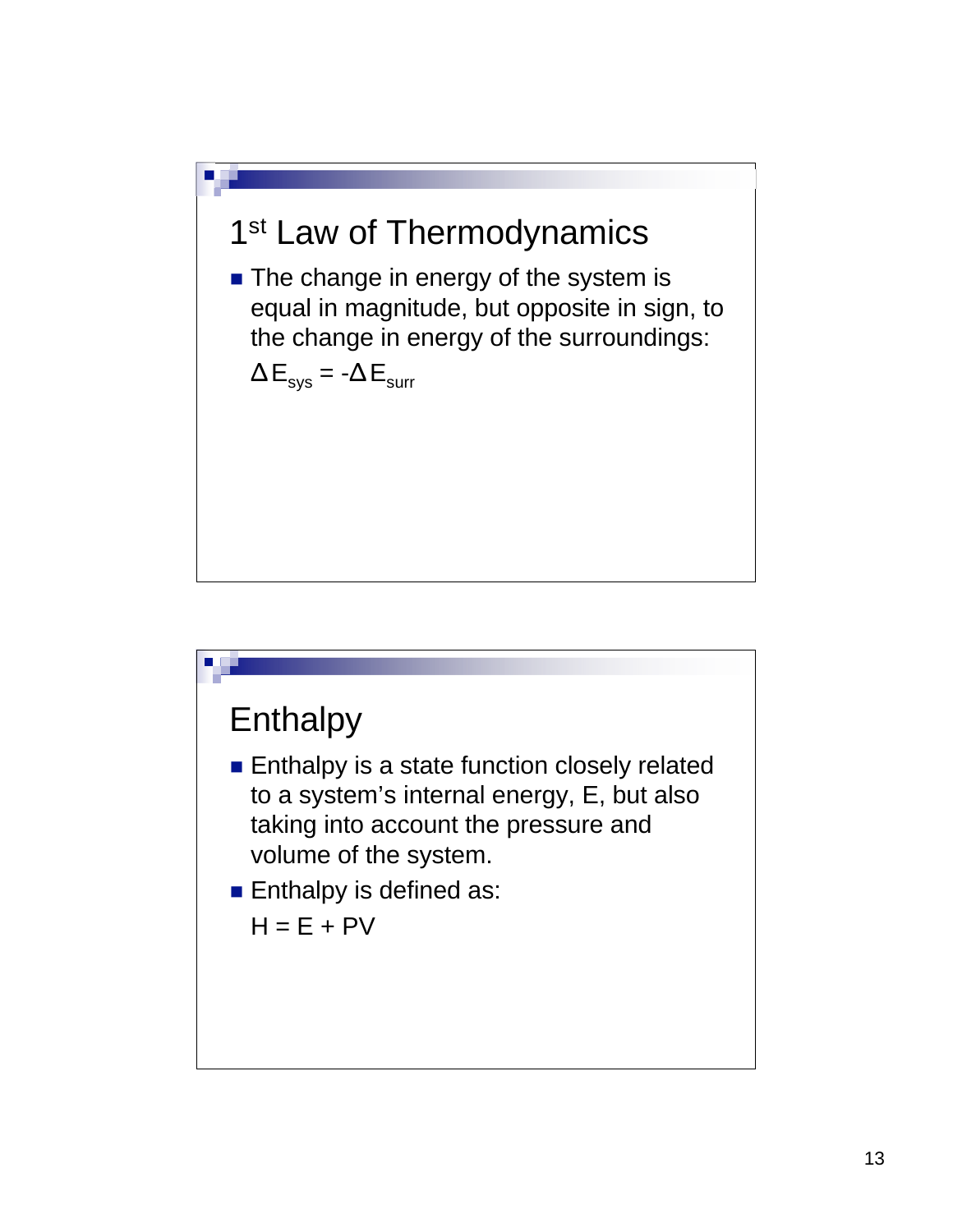## 1st Law of Thermodynamics

- The change in energy of the system is equal in magnitude, but opposite in sign, to the change in energy of the surroundings:

  $\Delta E_{sys} = -\Delta E_{surr}$

## Enthalpy

- Enthalpy is a state function closely related to a system's internal energy, E, but also taking into account the pressure and volume of the system.
- Enthalpy is defined as:

  $H = E + PV$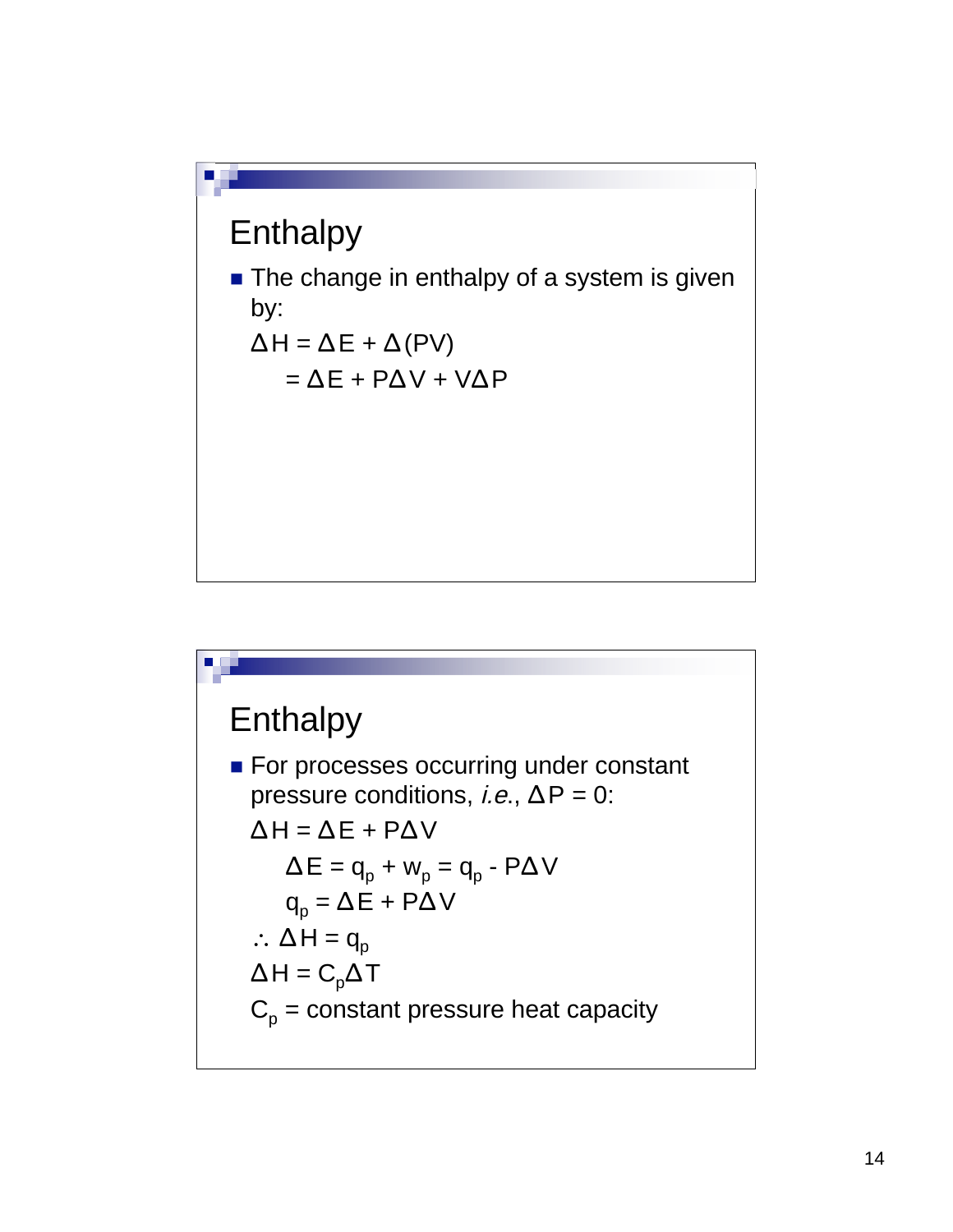## Enthalpy

- The change in enthalpy of a system is given by:

$$\Delta H = \Delta E + \Delta(PV)$$
$$= \Delta E + P\Delta V + V\Delta P$$

## Enthalpy

- For processes occurring under constant pressure conditions, *i.e.*, $\Delta P = 0$:

$$\Delta H = \Delta E + P\Delta V$$
$$\Delta E = q_p + w_p = q_p - P\Delta V$$
$$q_p = \Delta E + P\Delta V$$
$$\therefore \Delta H = q_p$$
$$\Delta H = C_p\Delta T$$

$C_p$ = constant pressure heat capacity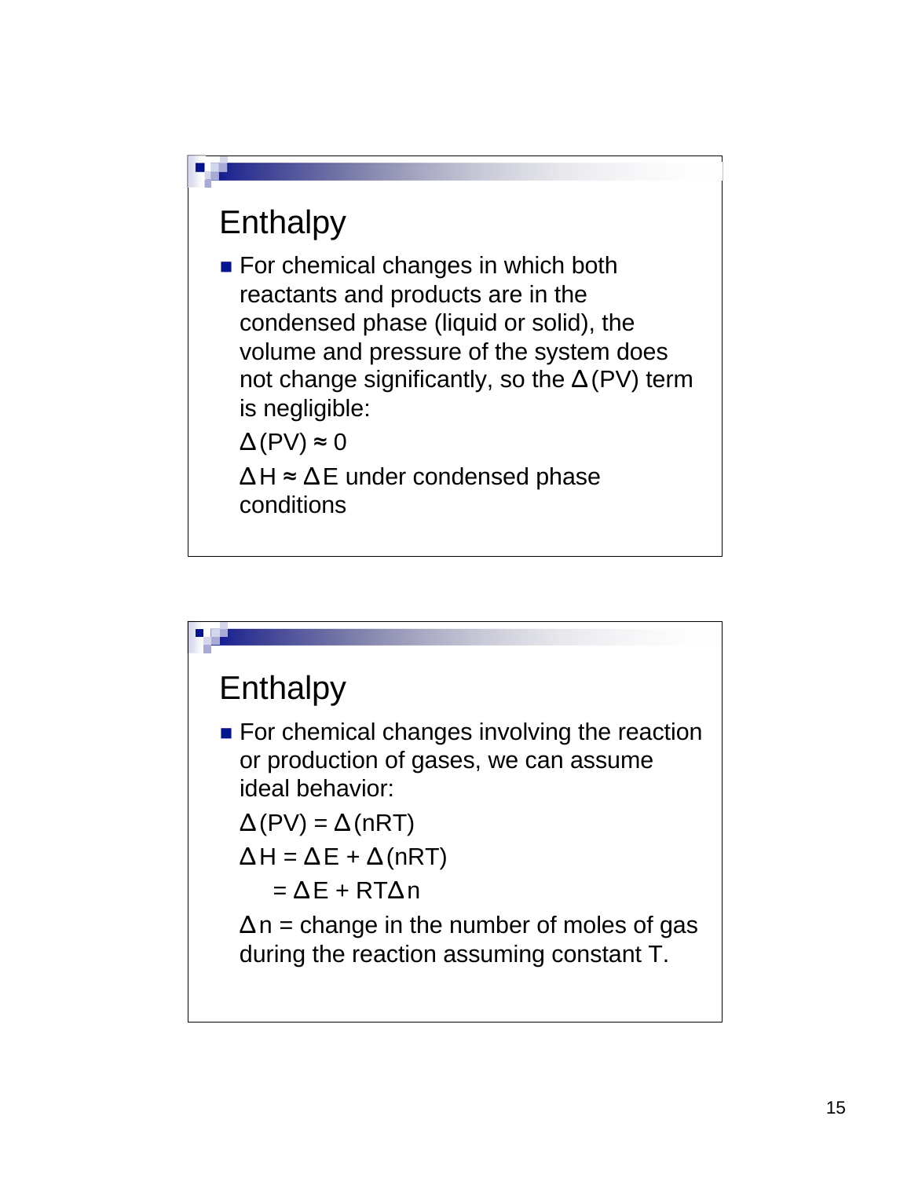## Enthalpy

- For chemical changes in which both reactants and products are in the condensed phase (liquid or solid), the volume and pressure of the system does not change significantly, so the $\Delta(PV)$ term is negligible:

  $\Delta(PV) \approx 0$

  $\Delta H \approx \Delta E$ under condensed phase conditions

## Enthalpy

- For chemical changes involving the reaction or production of gases, we can assume ideal behavior:

  $\Delta(PV) = \Delta(nRT)$

  $\Delta H = \Delta E + \Delta(nRT)$

  $= \Delta E + RT\Delta n$

  $\Delta n$ = change in the number of moles of gas during the reaction assuming constant T.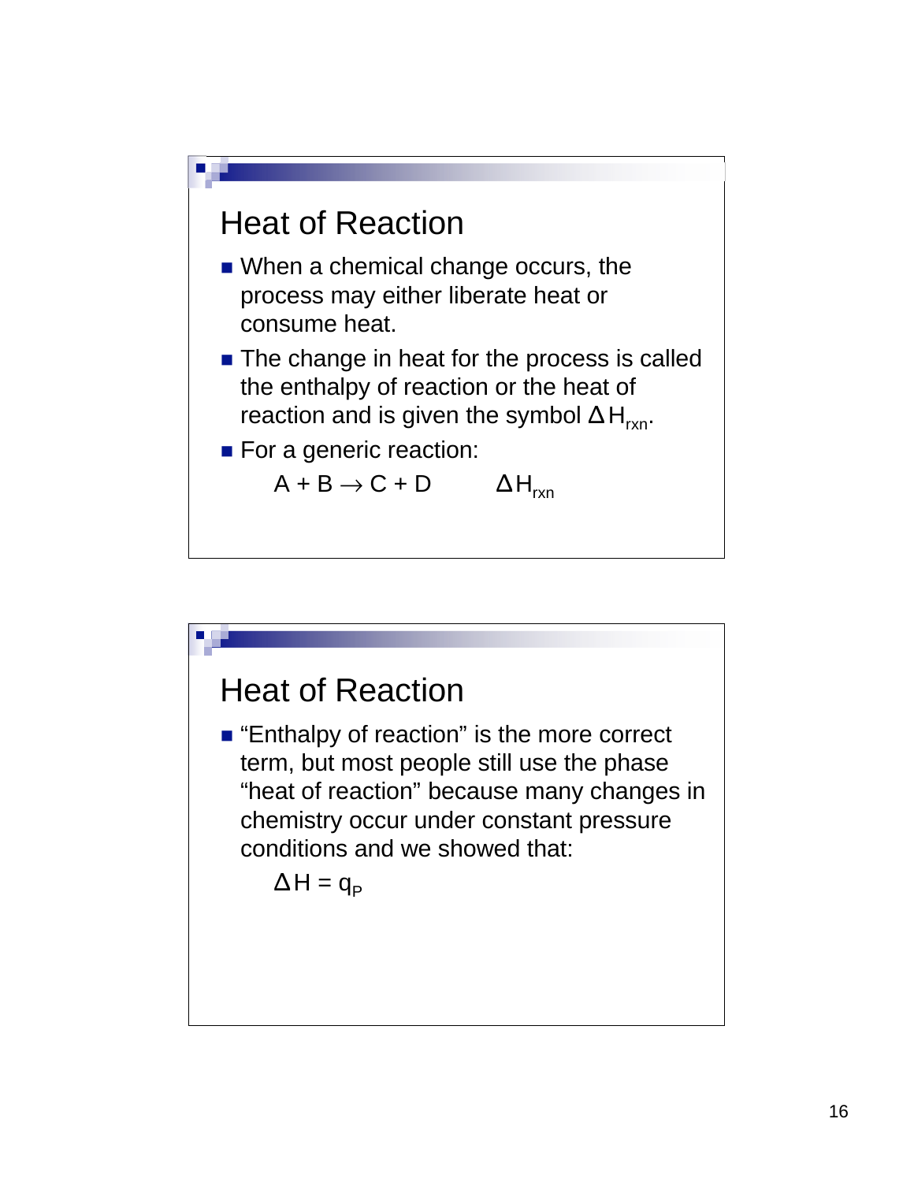## Heat of Reaction

- When a chemical change occurs, the process may either liberate heat or consume heat.
- The change in heat for the process is called the enthalpy of reaction or the heat of reaction and is given the symbol $\Delta H_{rxn}$.
- For a generic reaction:

$$A + B \rightarrow C + D \qquad \Delta H_{rxn}$$

## Heat of Reaction

- “Enthalpy of reaction” is the more correct term, but most people still use the phase “heat of reaction” because many changes in chemistry occur under constant pressure conditions and we showed that:

$$\Delta H = q_P$$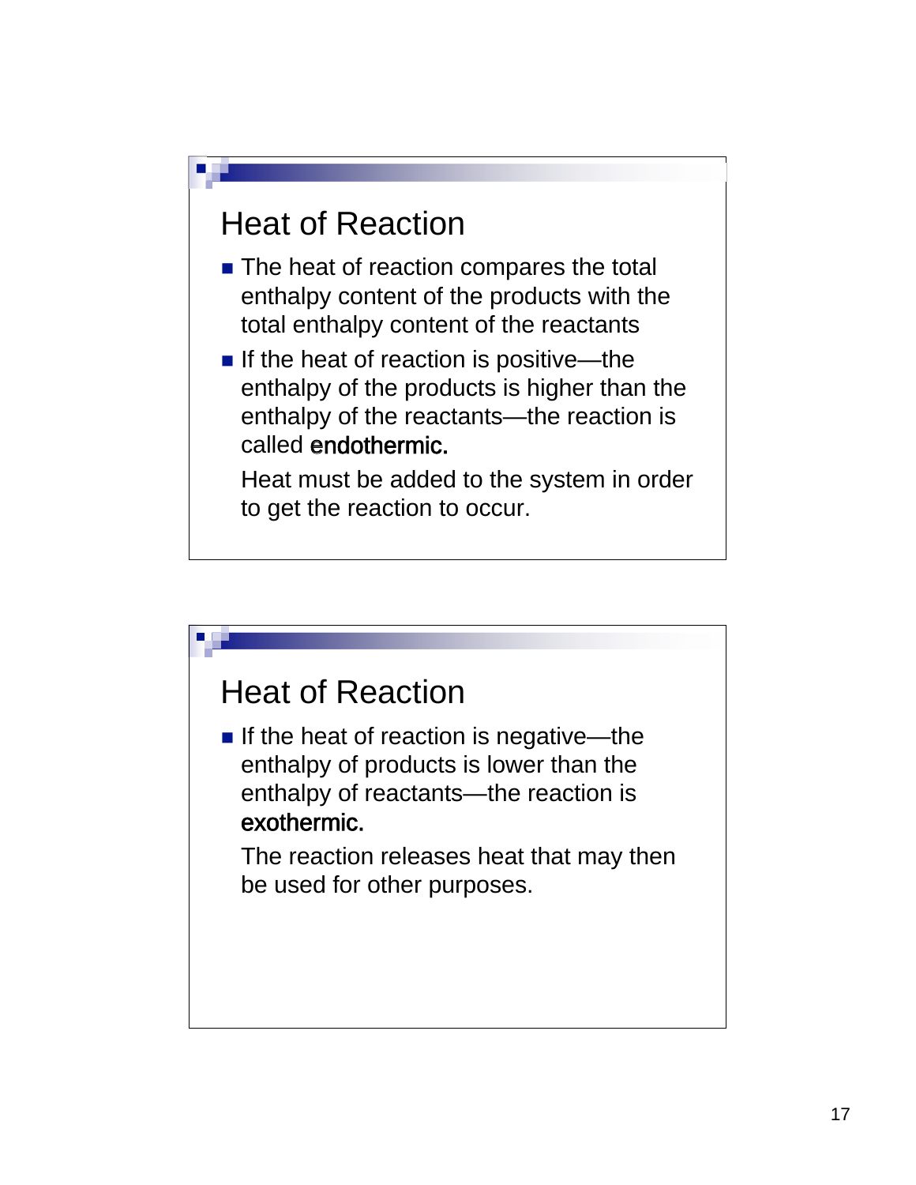## Heat of Reaction

- The heat of reaction compares the total enthalpy content of the products with the total enthalpy content of the reactants
- If the heat of reaction is positive—the enthalpy of the products is higher than the enthalpy of the reactants—the reaction is called **endothermic.**

  Heat must be added to the system in order to get the reaction to occur.

## Heat of Reaction

- If the heat of reaction is negative—the enthalpy of products is lower than the enthalpy of reactants—the reaction is **exothermic.**

  The reaction releases heat that may then be used for other purposes.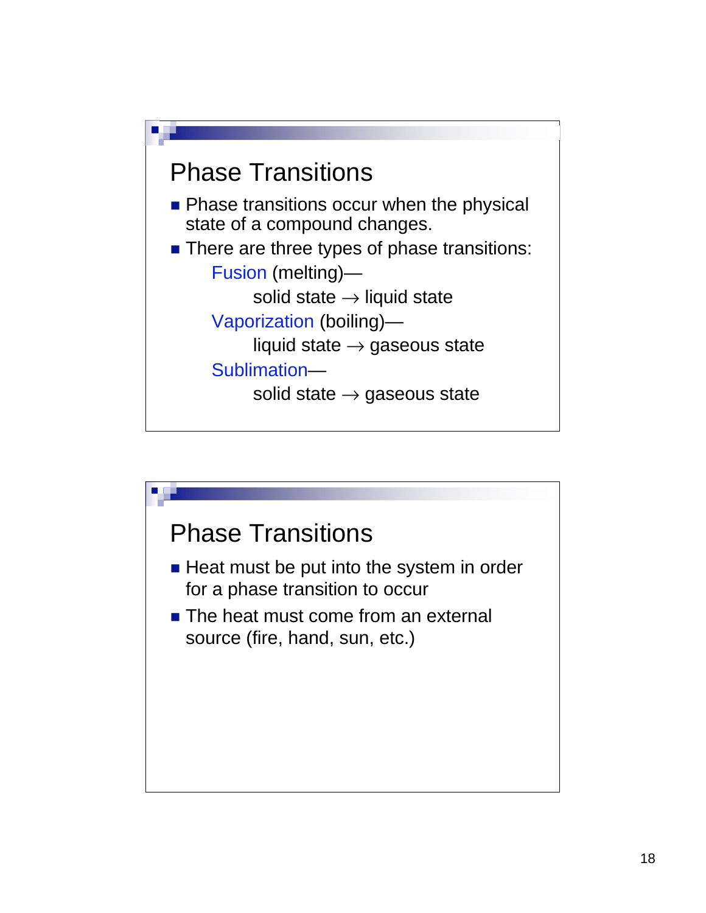## Phase Transitions

- Phase transitions occur when the physical state of a compound changes.
- There are three types of phase transitions:
  - Fusion (melting)—
    - solid state $\rightarrow$ liquid state
  - Vaporization (boiling)—
    - liquid state $\rightarrow$ gaseous state
  - Sublimation—
    - solid state $\rightarrow$ gaseous state

## Phase Transitions

- Heat must be put into the system in order for a phase transition to occur
- The heat must come from an external source (fire, hand, sun, etc.)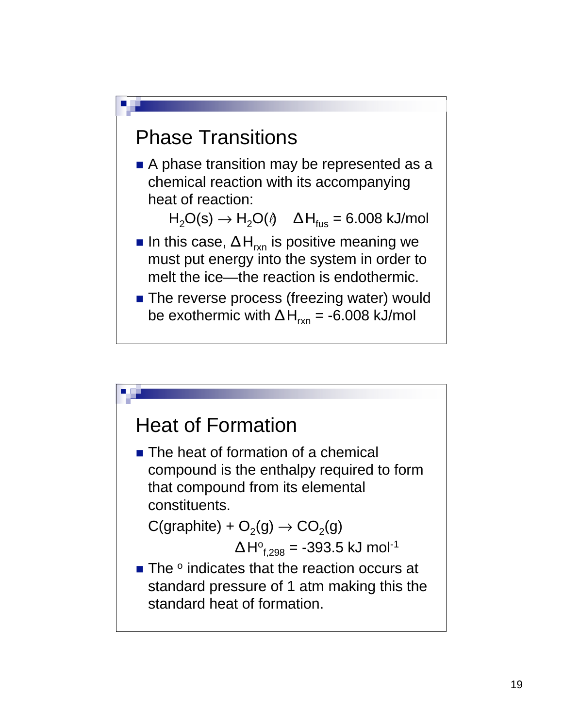## Phase Transitions

- A phase transition may be represented as a chemical reaction with its accompanying heat of reaction:

  $$H_2O(s) \rightarrow H_2O(\ell) \quad \Delta H_{fus} = 6.008 \text{ kJ/mol}$$

- In this case, $\Delta H_{rxn}$ is positive meaning we must put energy into the system in order to melt the ice—the reaction is endothermic.
- The reverse process (freezing water) would be exothermic with $\Delta H_{rxn}$ = -6.008 kJ/mol

## Heat of Formation

- The heat of formation of a chemical compound is the enthalpy required to form that compound from its elemental constituents.

  $$C(\text{graphite}) + O_2(g) \rightarrow CO_2(g)$$

  $$\Delta H^o_{f,298} = -393.5 \text{ kJ mol}^{-1}$$

- The $^o$ indicates that the reaction occurs at standard pressure of 1 atm making this the standard heat of formation.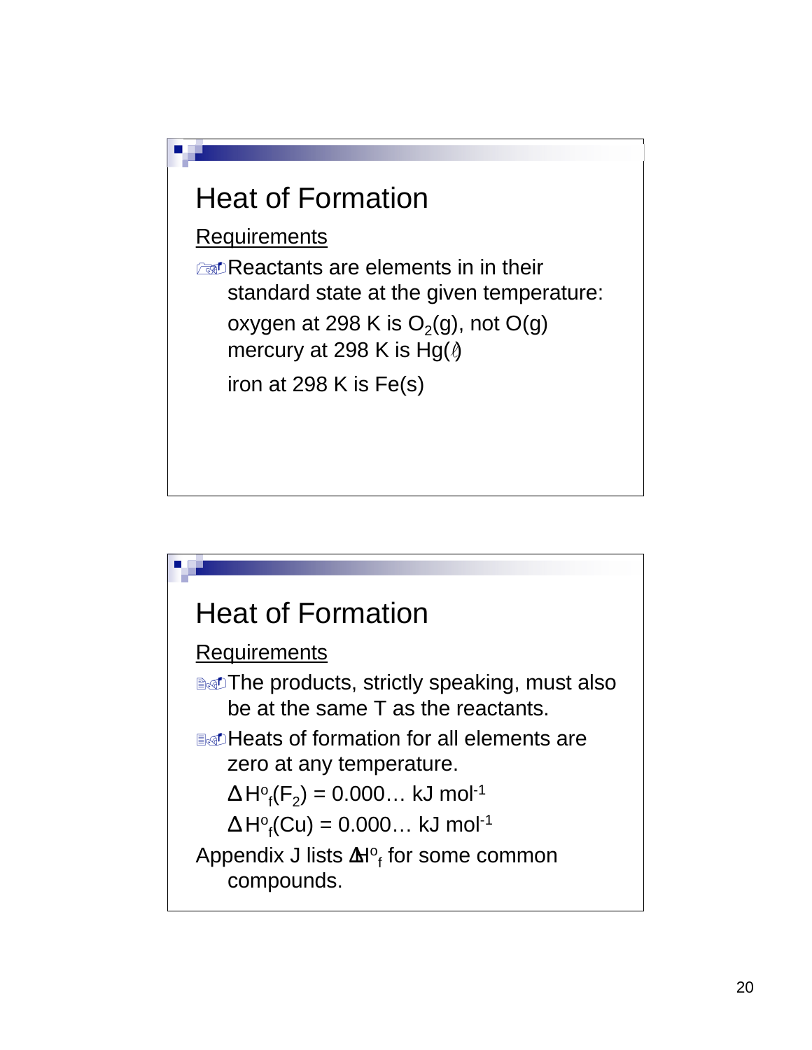## Heat of Formation

Requirements

- Reactants are elements in in their standard state at the given temperature:

  oxygen at 298 K is $O_2$(g), not O(g)

  mercury at 298 K is Hg($\ell$)

  iron at 298 K is Fe(s)

## Heat of Formation

Requirements

- The products, strictly speaking, must also be at the same T as the reactants.
- Heats of formation for all elements are zero at any temperature.

  $\Delta H^o_f(F_2)$ = 0.000… kJ mol$^{-1}$

  $\Delta H^o_f(Cu)$ = 0.000… kJ mol$^{-1}$

Appendix J lists $\Delta H^o_f$ for some common compounds.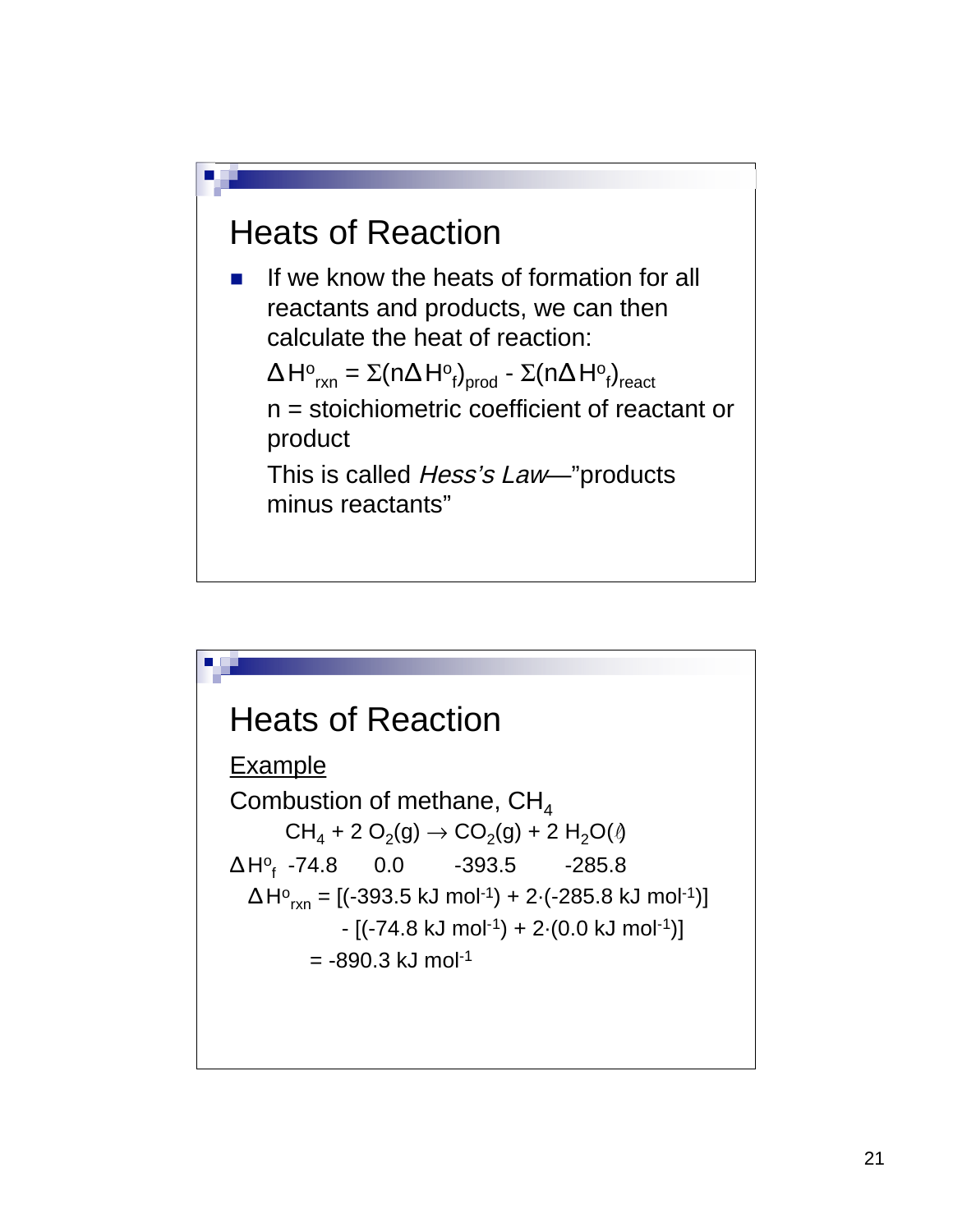# Heats of Reaction

- If we know the heats of formation for all reactants and products, we can then calculate the heat of reaction:

  $\Delta H^o_{rxn} = \Sigma(n\Delta H^o_f)_{prod} - \Sigma(n\Delta H^o_f)_{react}$

  n = stoichiometric coefficient of reactant or product

  This is called *Hess's Law*—"products minus reactants"

# Heats of Reaction

<u>Example</u>

Combustion of methane, $CH_4$

$$CH_4 + 2\ O_2(g) \rightarrow CO_2(g) + 2\ H_2O(\ell)$$

$\Delta H^o_f$ -74.8 0.0 -393.5 -285.8

$$\Delta H^o_{rxn} = [(-393.5\ \text{kJ mol}^{-1}) + 2\cdot(-285.8\ \text{kJ mol}^{-1})] - [(-74.8\ \text{kJ mol}^{-1}) + 2\cdot(0.0\ \text{kJ mol}^{-1})]$$

$$= -890.3\ \text{kJ mol}^{-1}$$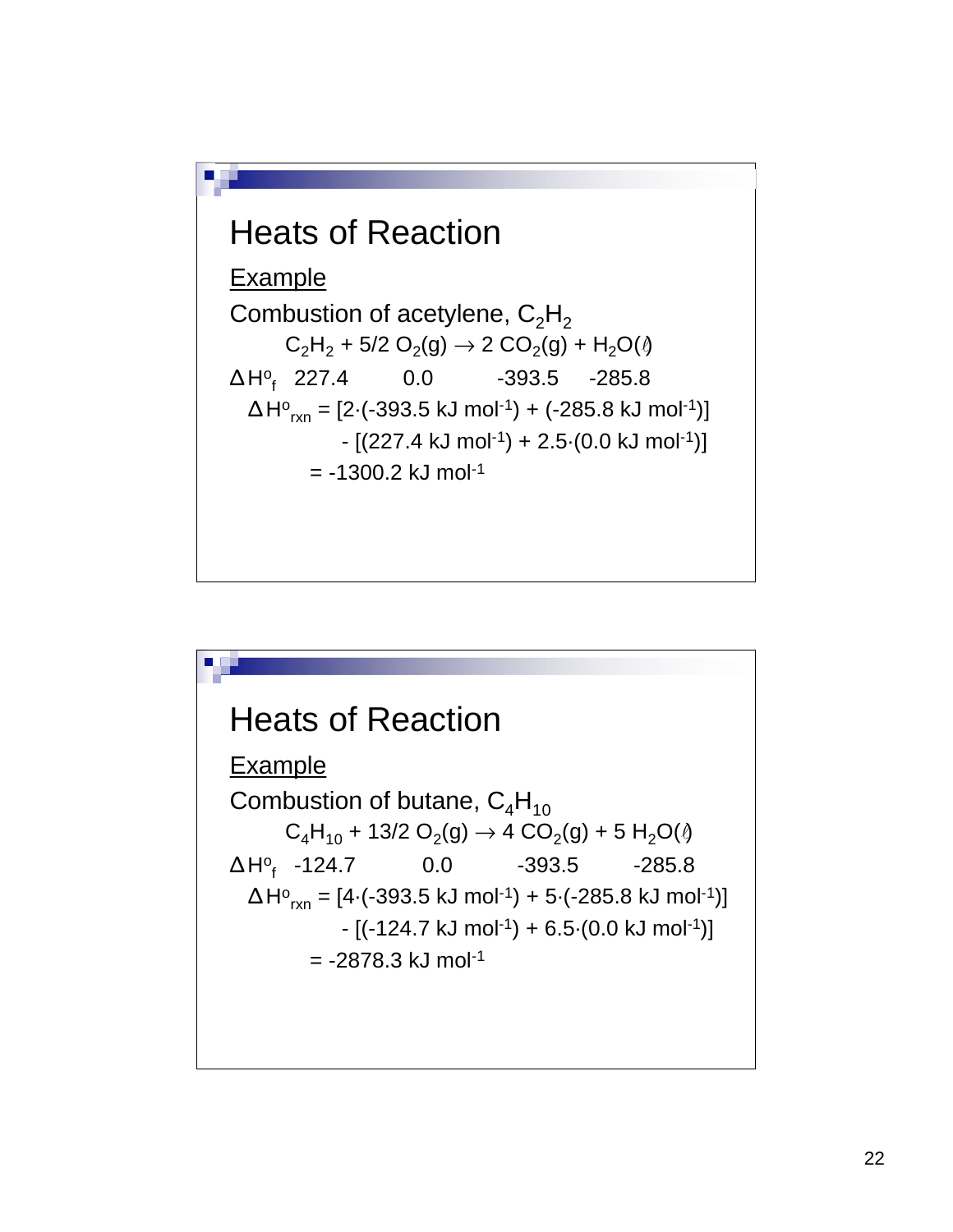# Heats of Reaction

Example

Combustion of acetylene, $C_2H_2$

$$C_2H_2 + 5/2\ O_2(g) \rightarrow 2\ CO_2(g) + H_2O(\ell)$$

$\Delta H^o_f$   227.4   0.0   -393.5   -285.8

$$\Delta H^o_{rxn} = [2 \cdot (-393.5\ \text{kJ mol}^{-1}) + (-285.8\ \text{kJ mol}^{-1})] - [(227.4\ \text{kJ mol}^{-1}) + 2.5 \cdot (0.0\ \text{kJ mol}^{-1})]$$

$$= -1300.2\ \text{kJ mol}^{-1}$$

# Heats of Reaction

Example

Combustion of butane, $C_4H_{10}$

$$C_4H_{10} + 13/2\ O_2(g) \rightarrow 4\ CO_2(g) + 5\ H_2O(\ell)$$

$\Delta H^o_f$   -124.7   0.0   -393.5   -285.8

$$\Delta H^o_{rxn} = [4 \cdot (-393.5\ \text{kJ mol}^{-1}) + 5 \cdot (-285.8\ \text{kJ mol}^{-1})] - [(-124.7\ \text{kJ mol}^{-1}) + 6.5 \cdot (0.0\ \text{kJ mol}^{-1})]$$

$$= -2878.3\ \text{kJ mol}^{-1}$$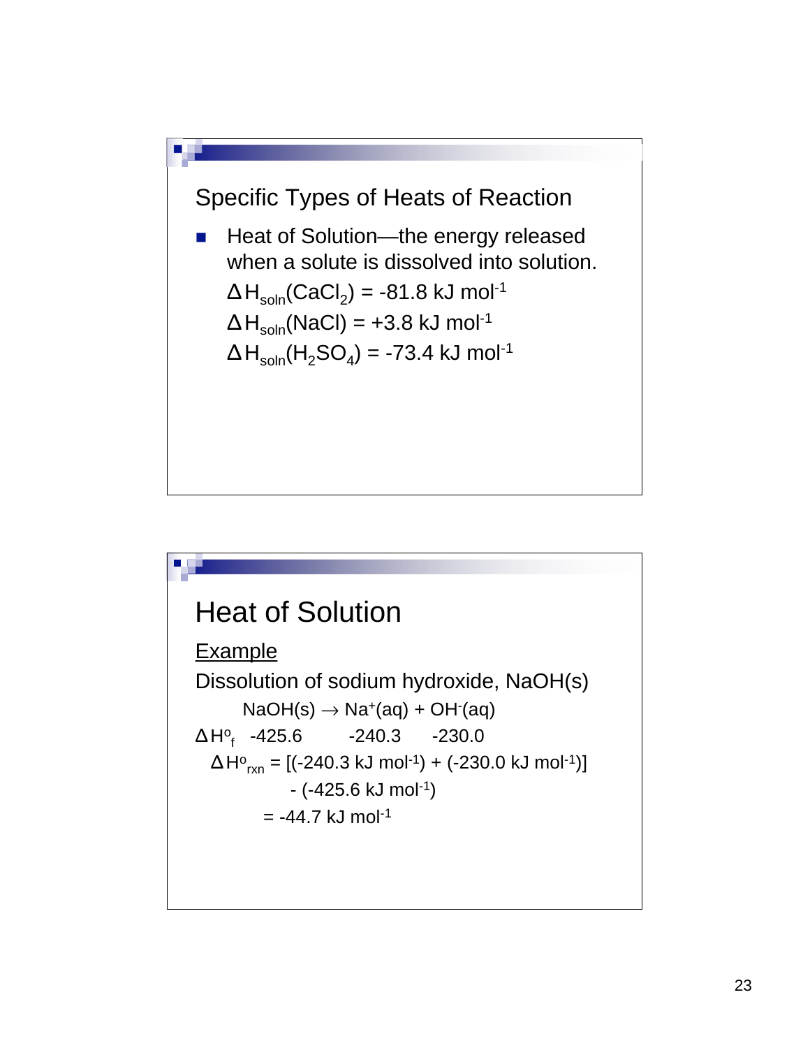## Specific Types of Heats of Reaction

- Heat of Solution—the energy released when a solute is dissolved into solution.

  $\Delta H_{soln}(CaCl_2) = -81.8\ kJ\ mol^{-1}$

  $\Delta H_{soln}(NaCl) = +3.8\ kJ\ mol^{-1}$

  $\Delta H_{soln}(H_2SO_4) = -73.4\ kJ\ mol^{-1}$

## Heat of Solution

Example

Dissolution of sodium hydroxide, NaOH(s)

$$NaOH(s) \rightarrow Na^+(aq) + OH^-(aq)$$

$\Delta H^o_f$ -425.6 -240.3 -230.0

$$\Delta H^o_{rxn} = [(-240.3\ kJ\ mol^{-1}) + (-230.0\ kJ\ mol^{-1})] - (-425.6\ kJ\ mol^{-1})$$

$$= -44.7\ kJ\ mol^{-1}$$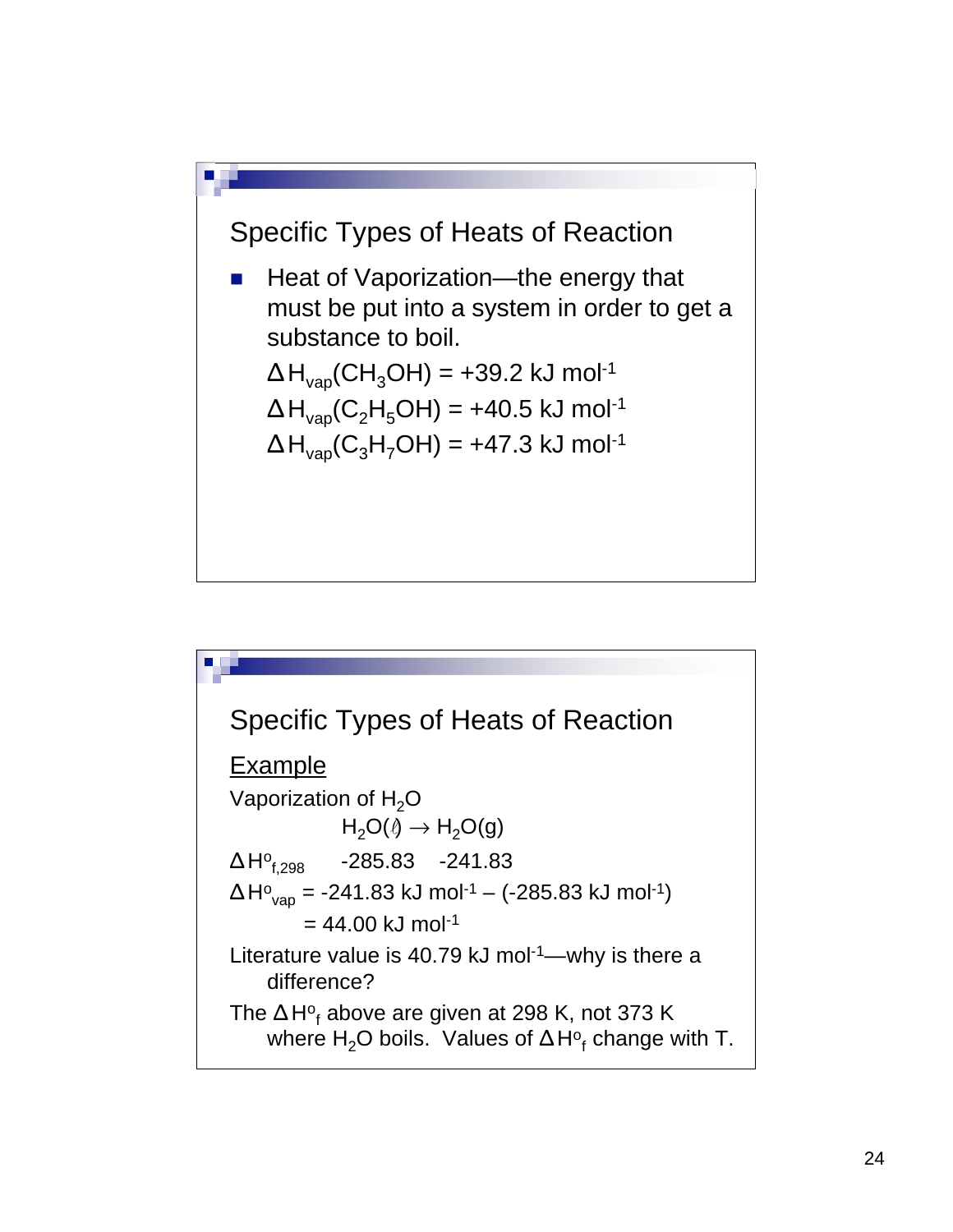## Specific Types of Heats of Reaction

- Heat of Vaporization—the energy that must be put into a system in order to get a substance to boil.

  $\Delta H_{vap}(CH_3OH) = +39.2$ kJ mol$^{-1}$

  $\Delta H_{vap}(C_2H_5OH) = +40.5$ kJ mol$^{-1}$

  $\Delta H_{vap}(C_3H_7OH) = +47.3$ kJ mol$^{-1}$

## Specific Types of Heats of Reaction

Example

Vaporization of $H_2O$

$$H_2O(l) \rightarrow H_2O(g)$$

$\Delta H^o_{f,298}$ &nbsp;&nbsp; -285.83 &nbsp;&nbsp; -241.83

$\Delta H^o_{vap} = -241.83$ kJ mol$^{-1}$ – (-285.83 kJ mol$^{-1}$)

$= 44.00$ kJ mol$^{-1}$

Literature value is 40.79 kJ mol$^{-1}$—why is there a difference?

The $\Delta H^o_f$ above are given at 298 K, not 373 K where $H_2O$ boils. Values of $\Delta H^o_f$ change with T.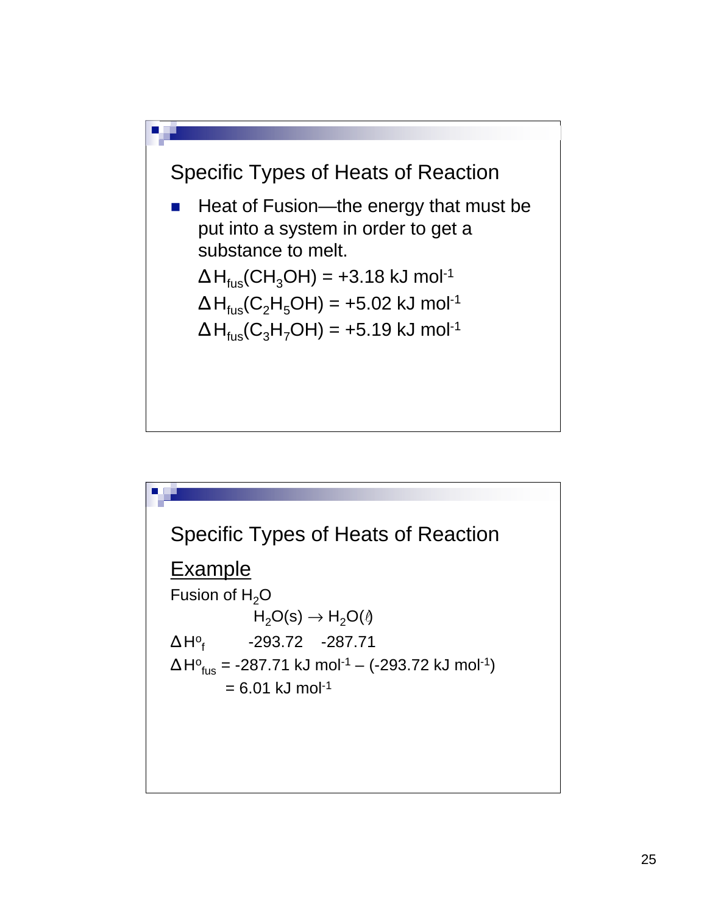## Specific Types of Heats of Reaction

- Heat of Fusion—the energy that must be put into a system in order to get a substance to melt.

  $\Delta H_{fus}(CH_3OH) = +3.18 \text{ kJ mol}^{-1}$

  $\Delta H_{fus}(C_2H_5OH) = +5.02 \text{ kJ mol}^{-1}$

  $\Delta H_{fus}(C_3H_7OH) = +5.19 \text{ kJ mol}^{-1}$

## Specific Types of Heats of Reaction

<u>Example</u>

Fusion of $H_2O$

$$H_2O(s) \rightarrow H_2O(\ell)$$

$\Delta H^o_f$ &nbsp;&nbsp;&nbsp;&nbsp; -293.72 &nbsp;&nbsp; -287.71

$\Delta H^o_{fus} = -287.71 \text{ kJ mol}^{-1} - (-293.72 \text{ kJ mol}^{-1})$

$= 6.01 \text{ kJ mol}^{-1}$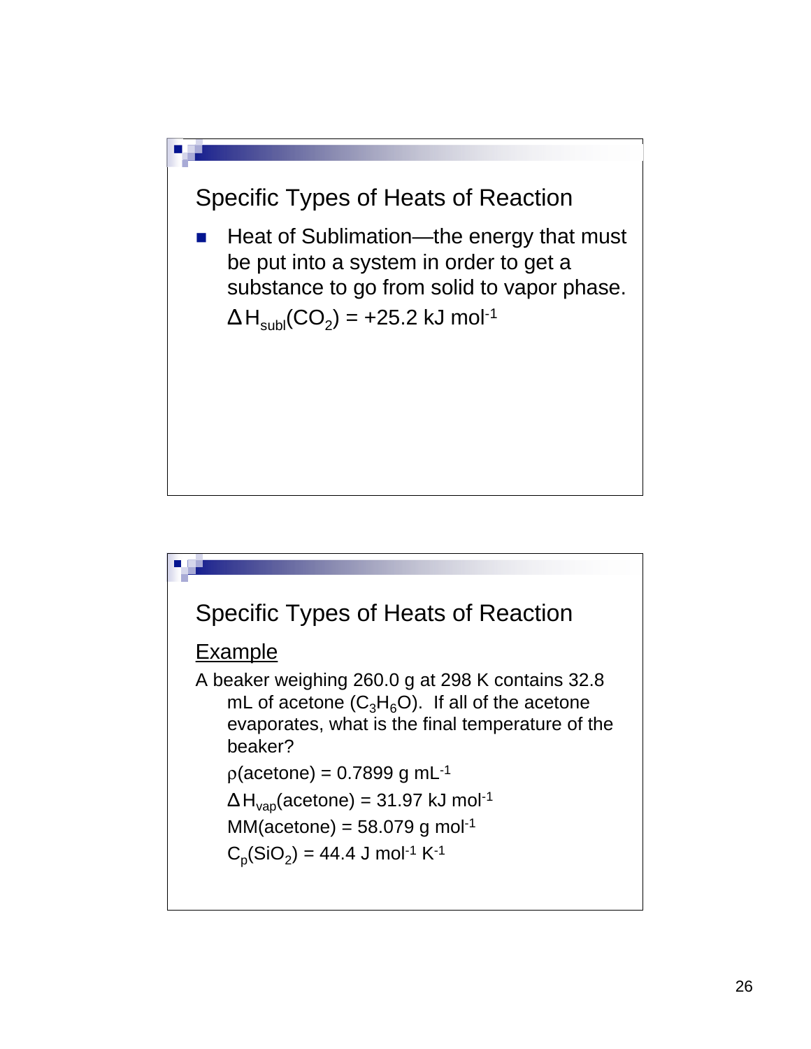## Specific Types of Heats of Reaction

- Heat of Sublimation—the energy that must be put into a system in order to get a substance to go from solid to vapor phase.

  $\Delta H_{subl}(CO_2) = +25.2 \text{ kJ mol}^{-1}$

## Specific Types of Heats of Reaction

<u>Example</u>

A beaker weighing 260.0 g at 298 K contains 32.8 mL of acetone ($C_3H_6O$). If all of the acetone evaporates, what is the final temperature of the beaker?

$\rho(\text{acetone}) = 0.7899 \text{ g mL}^{-1}$

$\Delta H_{vap}(\text{acetone}) = 31.97 \text{ kJ mol}^{-1}$

$\text{MM(acetone)} = 58.079 \text{ g mol}^{-1}$

$C_p(SiO_2) = 44.4 \text{ J mol}^{-1} \text{ K}^{-1}$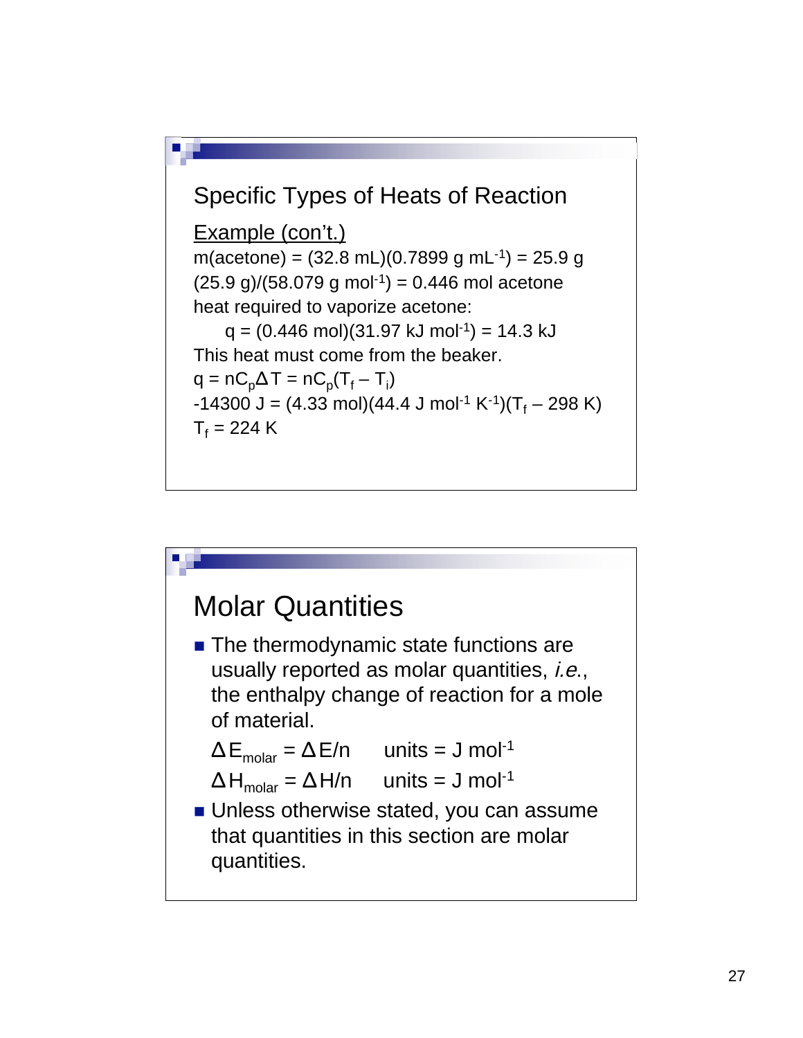## Specific Types of Heats of Reaction

Example (con't.)

m(acetone) = (32.8 mL)(0.7899 g $mL^{-1}$) = 25.9 g

(25.9 g)/(58.079 g $mol^{-1}$) = 0.446 mol acetone

heat required to vaporize acetone:

$$q = (0.446 \text{ mol})(31.97 \text{ kJ mol}^{-1}) = 14.3 \text{ kJ}$$

This heat must come from the beaker.

$$q = nC_p\Delta T = nC_p(T_f - T_i)$$

$$-14300 \text{ J} = (4.33 \text{ mol})(44.4 \text{ J mol}^{-1} \text{ K}^{-1})(T_f - 298 \text{ K})$$

$T_f$ = 224 K

## Molar Quantities

- The thermodynamic state functions are usually reported as molar quantities, *i.e.*, the enthalpy change of reaction for a mole of material.

  $\Delta E_{molar} = \Delta E/n$ units = J $mol^{-1}$

  $\Delta H_{molar} = \Delta H/n$ units = J $mol^{-1}$

- Unless otherwise stated, you can assume that quantities in this section are molar quantities.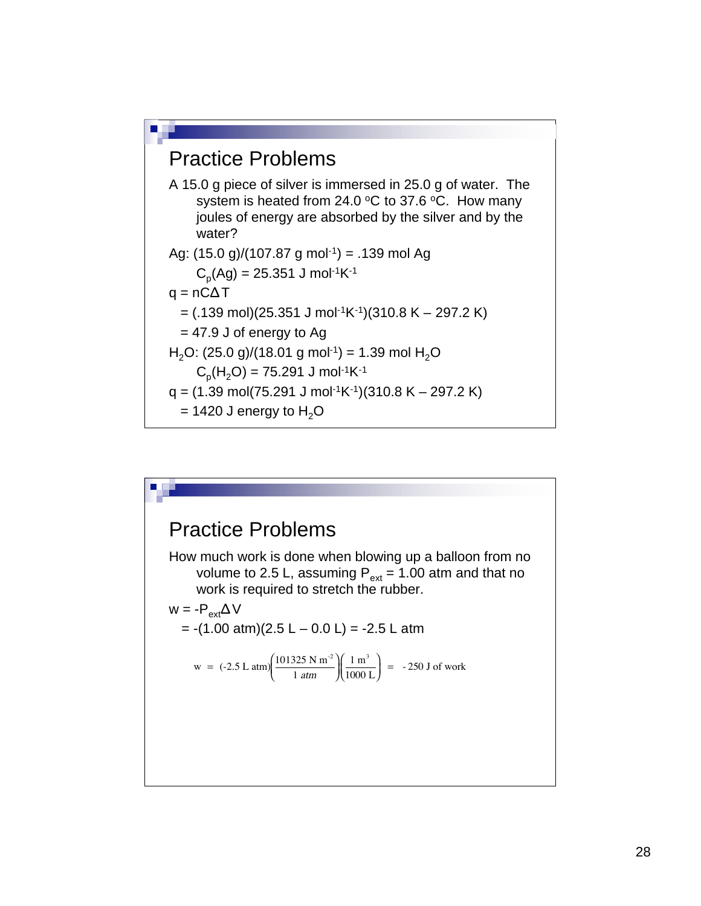## Practice Problems

A 15.0 g piece of silver is immersed in 25.0 g of water. The system is heated from 24.0 °C to 37.6 °C. How many joules of energy are absorbed by the silver and by the water?

Ag: (15.0 g)/(107.87 g $mol^{-1}$) = .139 mol Ag

$C_p(Ag)$ = 25.351 J $mol^{-1}K^{-1}$

$q = nC\Delta T$

= (.139 mol)(25.351 J $mol^{-1}K^{-1}$)(310.8 K – 297.2 K)

= 47.9 J of energy to Ag

$H_2O$: (25.0 g)/(18.01 g $mol^{-1}$) = 1.39 mol $H_2O$

$C_p(H_2O)$ = 75.291 J $mol^{-1}K^{-1}$

q = (1.39 mol(75.291 J $mol^{-1}K^{-1}$)(310.8 K – 297.2 K)

= 1420 J energy to $H_2O$

## Practice Problems

How much work is done when blowing up a balloon from no volume to 2.5 L, assuming $P_{ext}$ = 1.00 atm and that no work is required to stretch the rubber.

$w = -P_{ext}\Delta V$

= -(1.00 atm)(2.5 L – 0.0 L) = -2.5 L atm

$$w = (\text{-2.5 L atm})\left(\frac{101325 \text{ N m}^{-2}}{1 \; atm}\right)\left(\frac{1 \text{ m}^3}{1000 \text{ L}}\right) = \text{-250 J of work}$$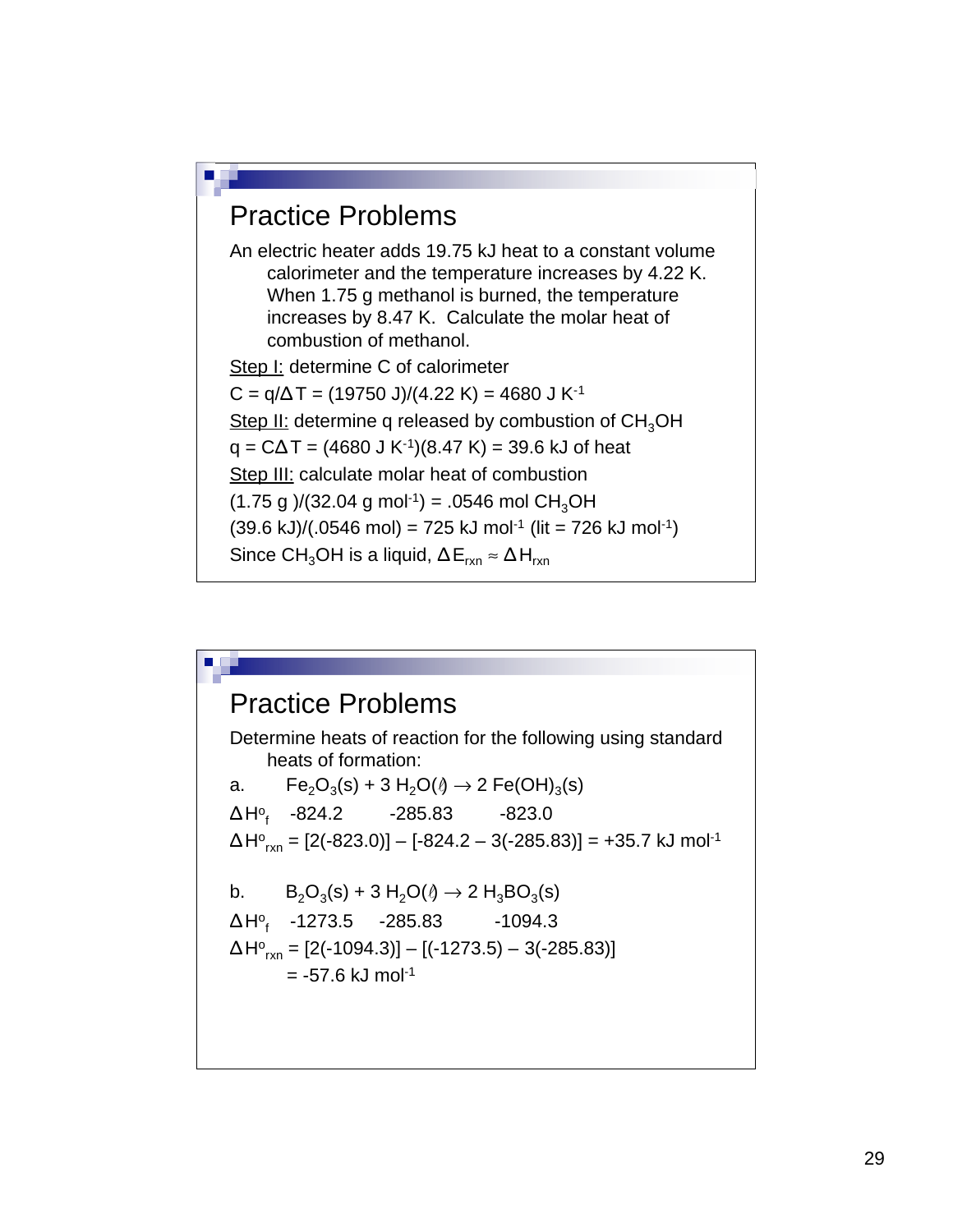## Practice Problems

An electric heater adds 19.75 kJ heat to a constant volume calorimeter and the temperature increases by 4.22 K. When 1.75 g methanol is burned, the temperature increases by 8.47 K. Calculate the molar heat of combustion of methanol.

Step I: determine C of calorimeter

$C = q/\Delta T = (19750 \text{ J})/(4.22 \text{ K}) = 4680 \text{ J K}^{-1}$

Step II: determine q released by combustion of $CH_3OH$

$q = C\Delta T = (4680 \text{ J K}^{-1})(8.47 \text{ K}) = 39.6$ kJ of heat

Step III: calculate molar heat of combustion

$(1.75 \text{ g})/(32.04 \text{ g mol}^{-1}) = .0546 \text{ mol } CH_3OH$

$(39.6 \text{ kJ})/(.0546 \text{ mol}) = 725 \text{ kJ mol}^{-1}$ (lit = $726 \text{ kJ mol}^{-1}$)

Since $CH_3OH$ is a liquid, $\Delta E_{rxn} \approx \Delta H_{rxn}$

## Practice Problems

Determine heats of reaction for the following using standard heats of formation:

a. $Fe_2O_3(s) + 3\, H_2O(l) \rightarrow 2\, Fe(OH)_3(s)$

$\Delta H^o_f$ -824.2 -285.83 -823.0

$\Delta H^o_{rxn} = [2(-823.0)] - [-824.2 - 3(-285.83)] = +35.7 \text{ kJ mol}^{-1}$

b. $B_2O_3(s) + 3\, H_2O(l) \rightarrow 2\, H_3BO_3(s)$

$\Delta H^o_f$ -1273.5 -285.83 -1094.3

$\Delta H^o_{rxn} = [2(-1094.3)] - [(-1273.5) - 3(-285.83)]$

$= -57.6 \text{ kJ mol}^{-1}$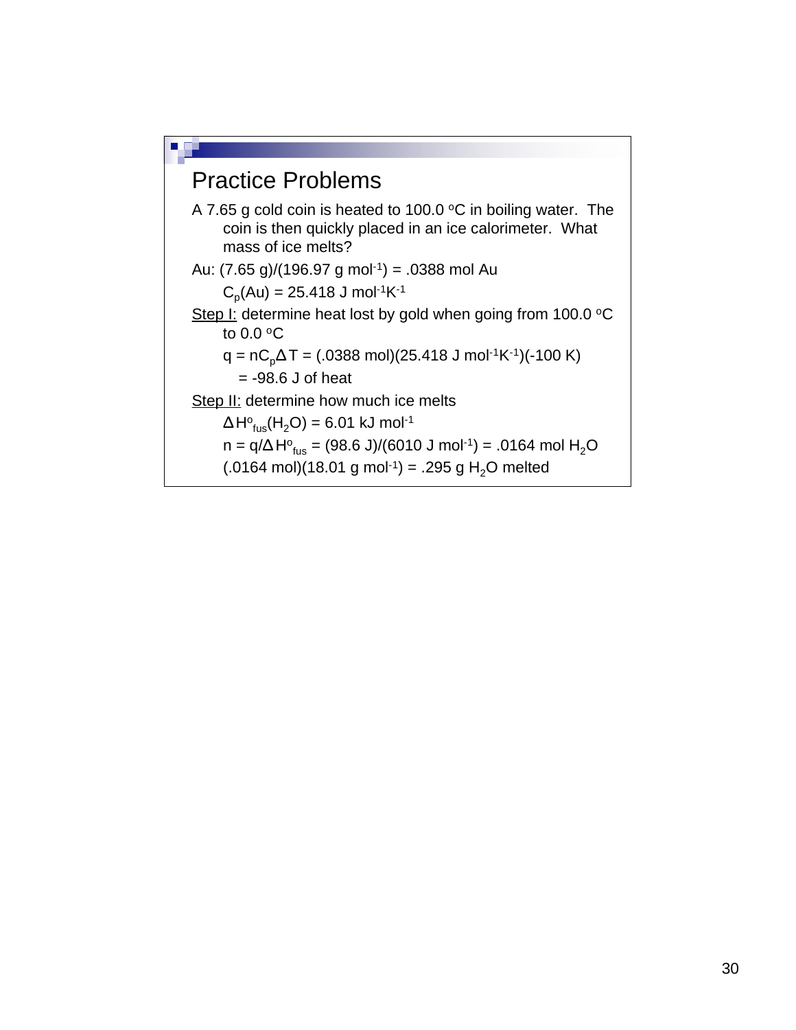## Practice Problems

A 7.65 g cold coin is heated to 100.0 $^oC$ in boiling water. The coin is then quickly placed in an ice calorimeter. What mass of ice melts?

Au: (7.65 g)/(196.97 g $mol^{-1}$) = .0388 mol Au

$C_p(Au)$ = 25.418 J $mol^{-1}K^{-1}$

Step I: determine heat lost by gold when going from 100.0 $^oC$ to 0.0 $^oC$

$q = nC_p\Delta T$ = (.0388 mol)(25.418 J $mol^{-1}K^{-1}$)(-100 K)

= -98.6 J of heat

Step II: determine how much ice melts

$\Delta H^o_{fus}(H_2O)$ = 6.01 kJ $mol^{-1}$

$n = q/\Delta H^o_{fus}$ = (98.6 J)/(6010 J $mol^{-1}$) = .0164 mol $H_2O$

(.0164 mol)(18.01 g $mol^{-1}$) = .295 g $H_2O$ melted